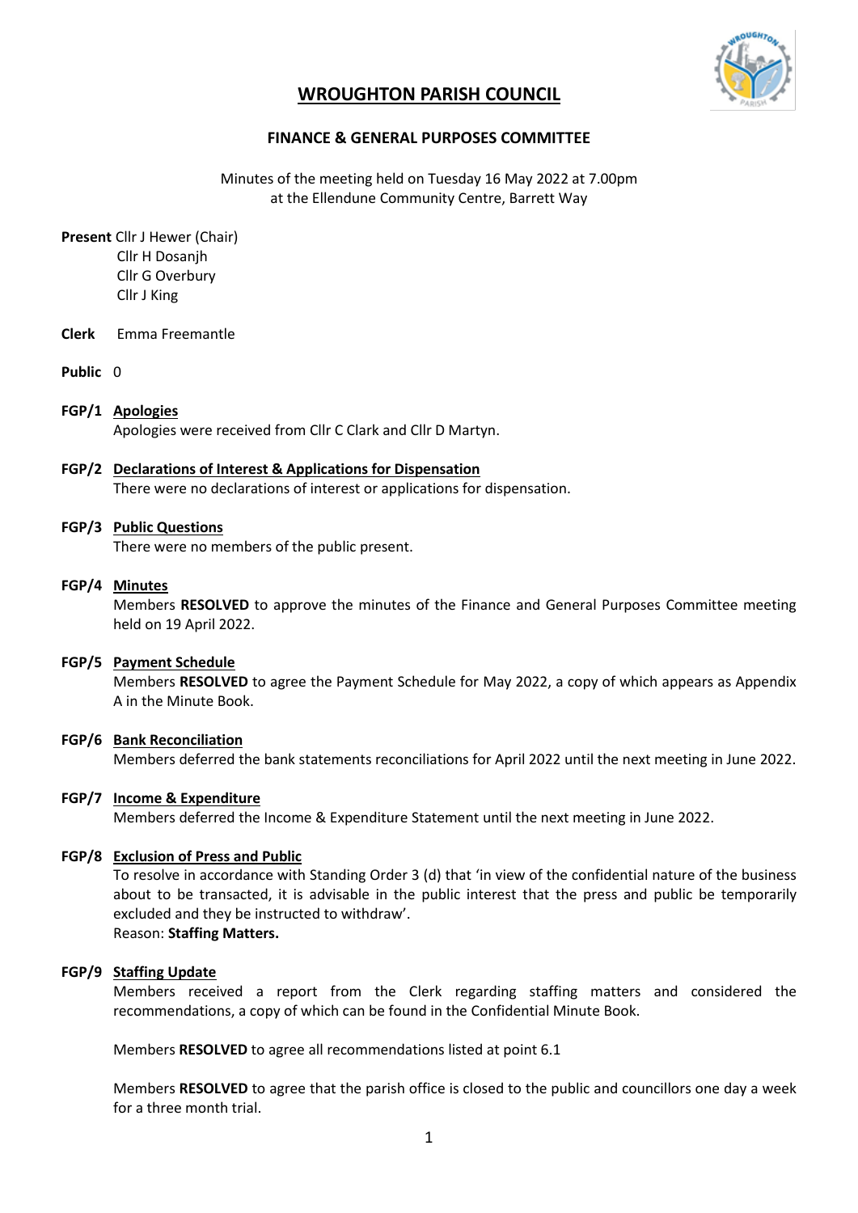# WROUGHTON PARISH COUNCIL

## FINANCE & GENERAL PURPOSES COMMITTEE

Minutes of the meeting held on Tuesday 16 May 2022 at 7.00pm
at the Ellendune Community Centre, Barrett Way

**Present** Cllr J Hewer (Chair)
Cllr H Dosanjh
Cllr G Overbury
Cllr J King

**Clerk** Emma Freemantle

**Public** 0

**FGP/1 Apologies**
Apologies were received from Cllr C Clark and Cllr D Martyn.

**FGP/2 Declarations of Interest & Applications for Dispensation**
There were no declarations of interest or applications for dispensation.

**FGP/3 Public Questions**
There were no members of the public present.

**FGP/4 Minutes**
Members **RESOLVED** to approve the minutes of the Finance and General Purposes Committee meeting held on 19 April 2022.

**FGP/5 Payment Schedule**
Members **RESOLVED** to agree the Payment Schedule for May 2022, a copy of which appears as Appendix A in the Minute Book.

**FGP/6 Bank Reconciliation**
Members deferred the bank statements reconciliations for April 2022 until the next meeting in June 2022.

**FGP/7 Income & Expenditure**
Members deferred the Income & Expenditure Statement until the next meeting in June 2022.

**FGP/8 Exclusion of Press and Public**
To resolve in accordance with Standing Order 3 (d) that 'in view of the confidential nature of the business about to be transacted, it is advisable in the public interest that the press and public be temporarily excluded and they be instructed to withdraw'.
Reason: **Staffing Matters.**

**FGP/9 Staffing Update**
Members received a report from the Clerk regarding staffing matters and considered the recommendations, a copy of which can be found in the Confidential Minute Book.

Members **RESOLVED** to agree all recommendations listed at point 6.1

Members **RESOLVED** to agree that the parish office is closed to the public and councillors one day a week for a three month trial.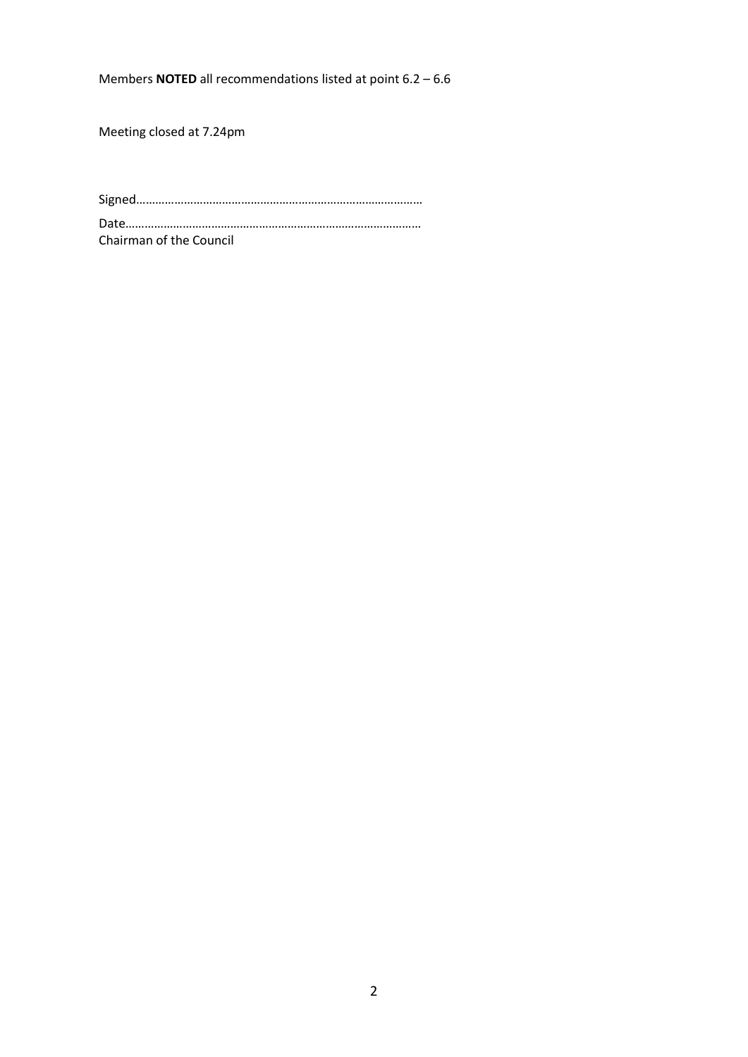Members **NOTED** all recommendations listed at point 6.2 – 6.6

Meeting closed at 7.24pm

Signed………………………………………………………………………………

Date…………………………………………………………………………………

Chairman of the Council